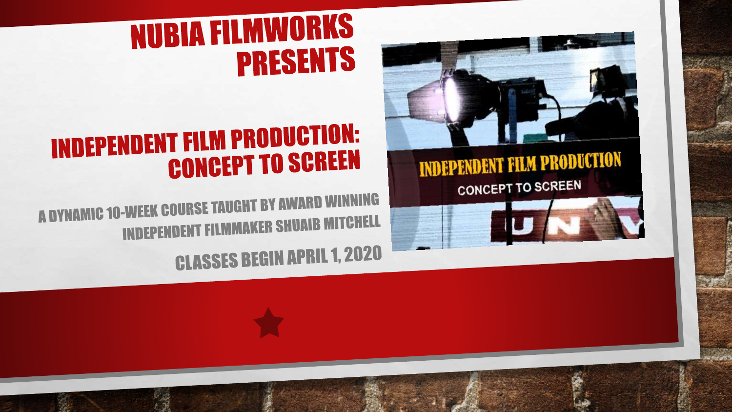# NUBIA FILMWORKS PRESENTS

## INDEPENDENT FILM PRODUCTION: CONCEPT TO SCREEN

A DYNAMIC 10-WEEK COURSE TAUGHT BY AWARD WINNING INDEPENDENT FILMMAKER SHUAIB MITCHELL

CLASSES BEGIN APRIL 1, 2020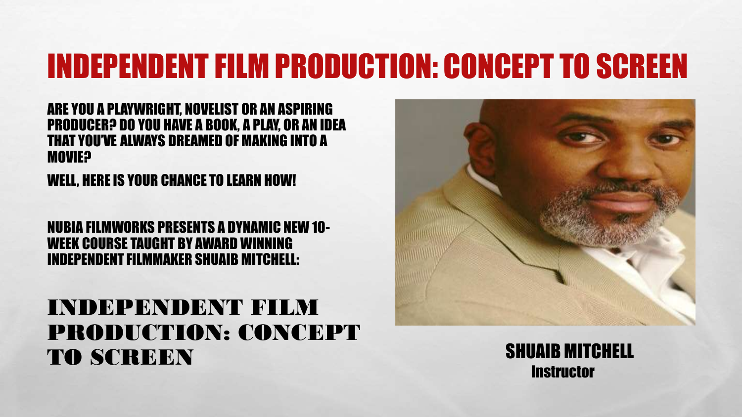# INDEPENDENT FILM PRODUCTION: CONCEPT TO SCREEN

ARE YOU A PLAYWRIGHT, NOVELIST OR AN ASPIRING PRODUCER? DO YOU HAVE A BOOK, A PLAY, OR AN IDEA THAT YOU'VE ALWAYS DREAMED OF MAKING INTO A MOVIE?

WELL, HERE IS YOUR CHANCE TO LEARN HOW!

NUBIA FILMWORKS PRESENTS A DYNAMIC NEW 10-WEEK COURSE TAUGHT BY AWARD WINNING INDEPENDENT FILMMAKER SHUAIB MITCHELL:

## INDEPENDENT FILM PRODUCTION: CONCEPT TO SCREEN

**SHUAIB MITCHELL**
**Instructor**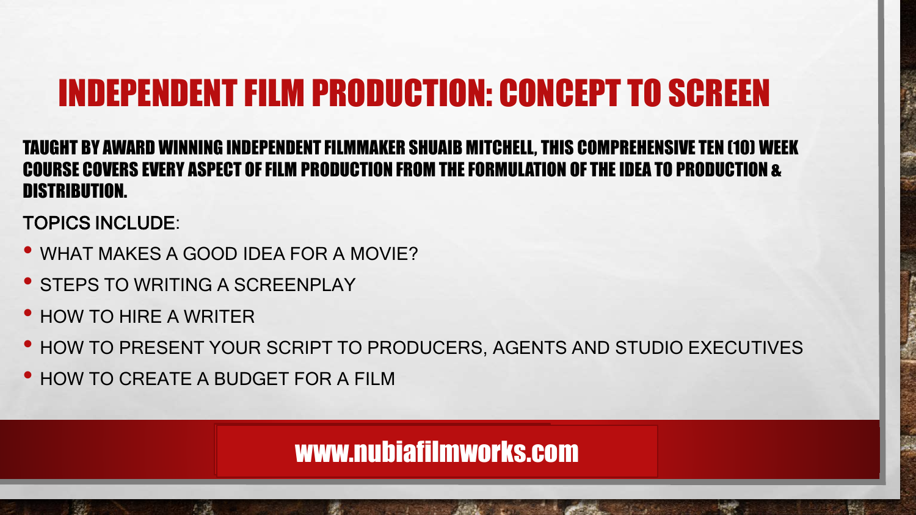# INDEPENDENT FILM PRODUCTION: CONCEPT TO SCREEN

**TAUGHT BY AWARD WINNING INDEPENDENT FILMMAKER SHUAIB MITCHELL, THIS COMPREHENSIVE TEN (10) WEEK COURSE COVERS EVERY ASPECT OF FILM PRODUCTION FROM THE FORMULATION OF THE IDEA TO PRODUCTION & DISTRIBUTION.**

TOPICS INCLUDE:

- WHAT MAKES A GOOD IDEA FOR A MOVIE?
- STEPS TO WRITING A SCREENPLAY
- HOW TO HIRE A WRITER
- HOW TO PRESENT YOUR SCRIPT TO PRODUCERS, AGENTS AND STUDIO EXECUTIVES
- HOW TO CREATE A BUDGET FOR A FILM

www.nubiafilmworks.com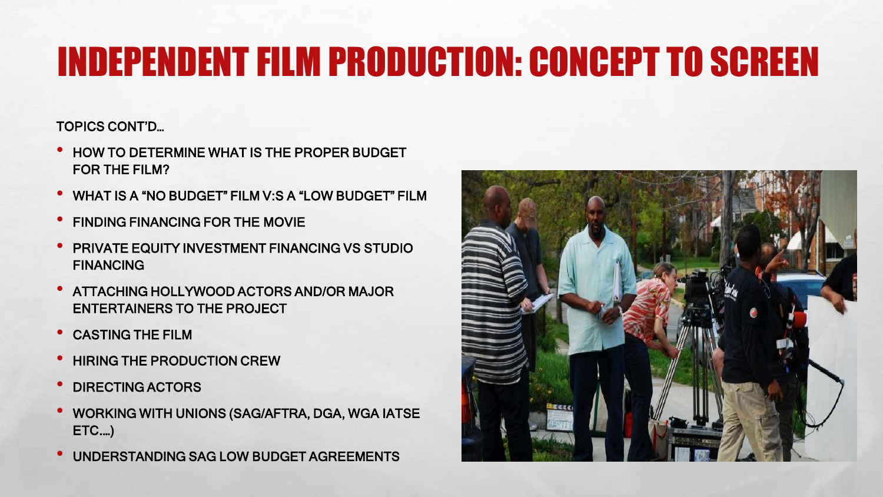# INDEPENDENT FILM PRODUCTION: CONCEPT TO SCREEN

TOPICS CONT'D…

- HOW TO DETERMINE WHAT IS THE PROPER BUDGET FOR THE FILM?
- WHAT IS A "NO BUDGET" FILM V:S A "LOW BUDGET" FILM
- FINDING FINANCING FOR THE MOVIE
- PRIVATE EQUITY INVESTMENT FINANCING VS STUDIO FINANCING
- ATTACHING HOLLYWOOD ACTORS AND/OR MAJOR ENTERTAINERS TO THE PROJECT
- CASTING THE FILM
- HIRING THE PRODUCTION CREW
- DIRECTING ACTORS
- WORKING WITH UNIONS (SAG/AFTRA, DGA, WGA IATSE ETC.…)
- UNDERSTANDING SAG LOW BUDGET AGREEMENTS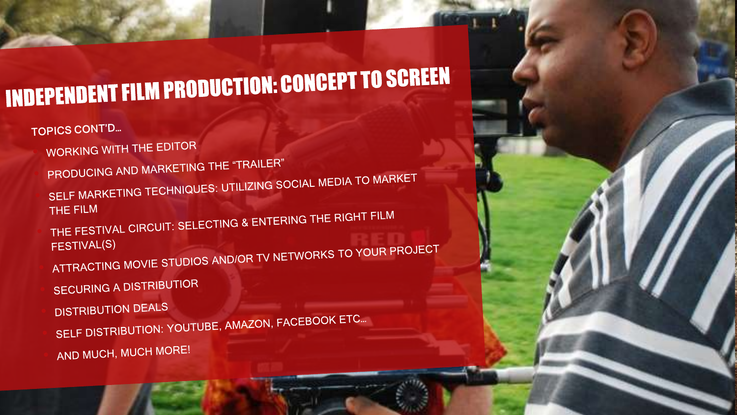# INDEPENDENT FILM PRODUCTION: CONCEPT TO SCREEN

TOPICS CONT'D…

- WORKING WITH THE EDITOR
- PRODUCING AND MARKETING THE "TRAILER"
- SELF MARKETING TECHNIQUES: UTILIZING SOCIAL MEDIA TO MARKET THE FILM
- THE FESTIVAL CIRCUIT: SELECTING & ENTERING THE RIGHT FILM FESTIVAL(S)
- ATTRACTING MOVIE STUDIOS AND/OR TV NETWORKS TO YOUR PROJECT
- SECURING A DISTRIBUTIOR
- DISTRIBUTION DEALS
- SELF DISTRIBUTION: YOUTUBE, AMAZON, FACEBOOK ETC…
- AND MUCH, MUCH MORE!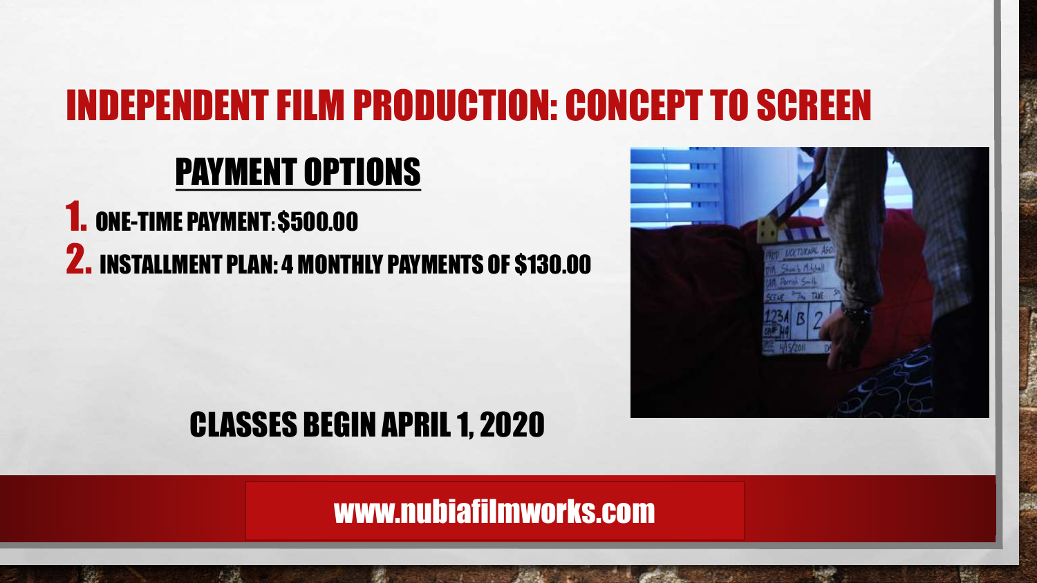# INDEPENDENT FILM PRODUCTION: CONCEPT TO SCREEN

## PAYMENT OPTIONS

1. ONE-TIME PAYMENT: $500.00
2. INSTALLMENT PLAN: 4 MONTHLY PAYMENTS OF $130.00

CLASSES BEGIN APRIL 1, 2020

www.nubiafilmworks.com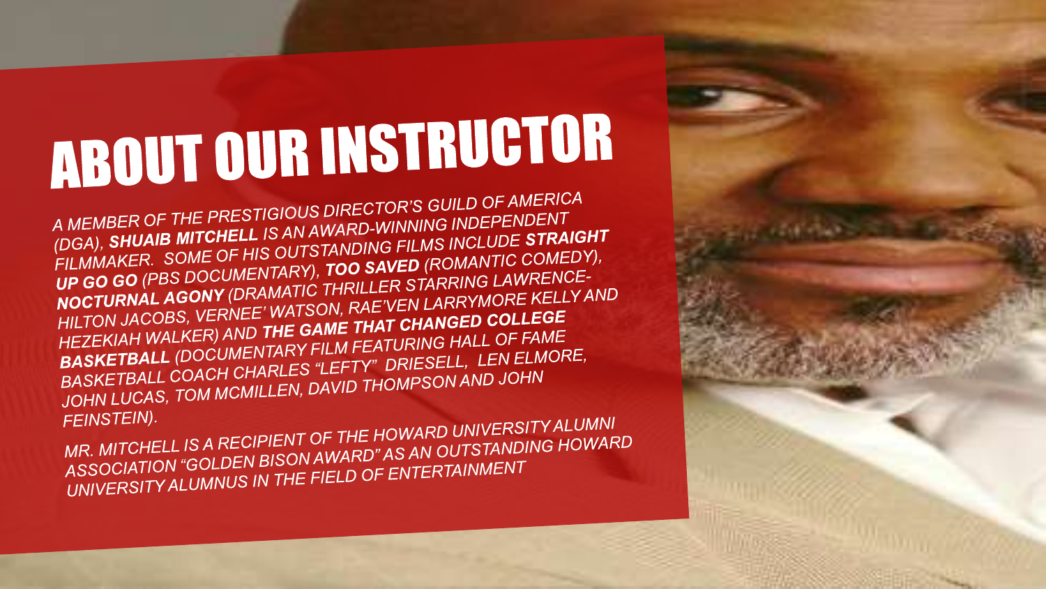# ABOUT OUR INSTRUCTOR

*A MEMBER OF THE PRESTIGIOUS DIRECTOR'S GUILD OF AMERICA (DGA), **SHUAIB MITCHELL** IS AN AWARD-WINNING INDEPENDENT FILMMAKER. SOME OF HIS OUTSTANDING FILMS INCLUDE **STRAIGHT UP GO GO** (PBS DOCUMENTARY), **TOO SAVED** (ROMANTIC COMEDY), **NOCTURNAL AGONY** (DRAMATIC THRILLER STARRING LAWRENCE-HILTON JACOBS, VERNEE' WATSON, RAE'VEN LARRYMORE KELLY AND HEZEKIAH WALKER) AND **THE GAME THAT CHANGED COLLEGE BASKETBALL** (DOCUMENTARY FILM FEATURING HALL OF FAME BASKETBALL COACH CHARLES "LEFTY" DRIESELL, LEN ELMORE, JOHN LUCAS, TOM MCMILLEN, DAVID THOMPSON AND JOHN FEINSTEIN).*

*MR. MITCHELL IS A RECIPIENT OF THE HOWARD UNIVERSITY ALUMNI ASSOCIATION "GOLDEN BISON AWARD" AS AN OUTSTANDING HOWARD UNIVERSITY ALUMNUS IN THE FIELD OF ENTERTAINMENT*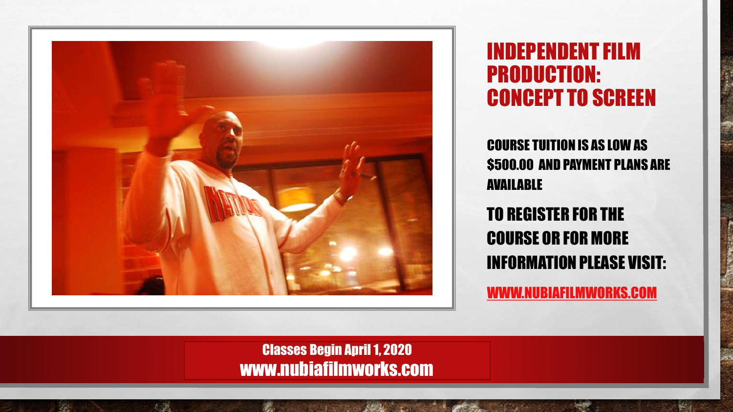# INDEPENDENT FILM PRODUCTION: CONCEPT TO SCREEN

COURSE TUITION IS AS LOW AS $500.00 AND PAYMENT PLANS ARE AVAILABLE

## TO REGISTER FOR THE COURSE OR FOR MORE INFORMATION PLEASE VISIT:

WWW.NUBIAFILMWORKS.COM

Classes Begin April 1, 2020

www.nubiafilmworks.com